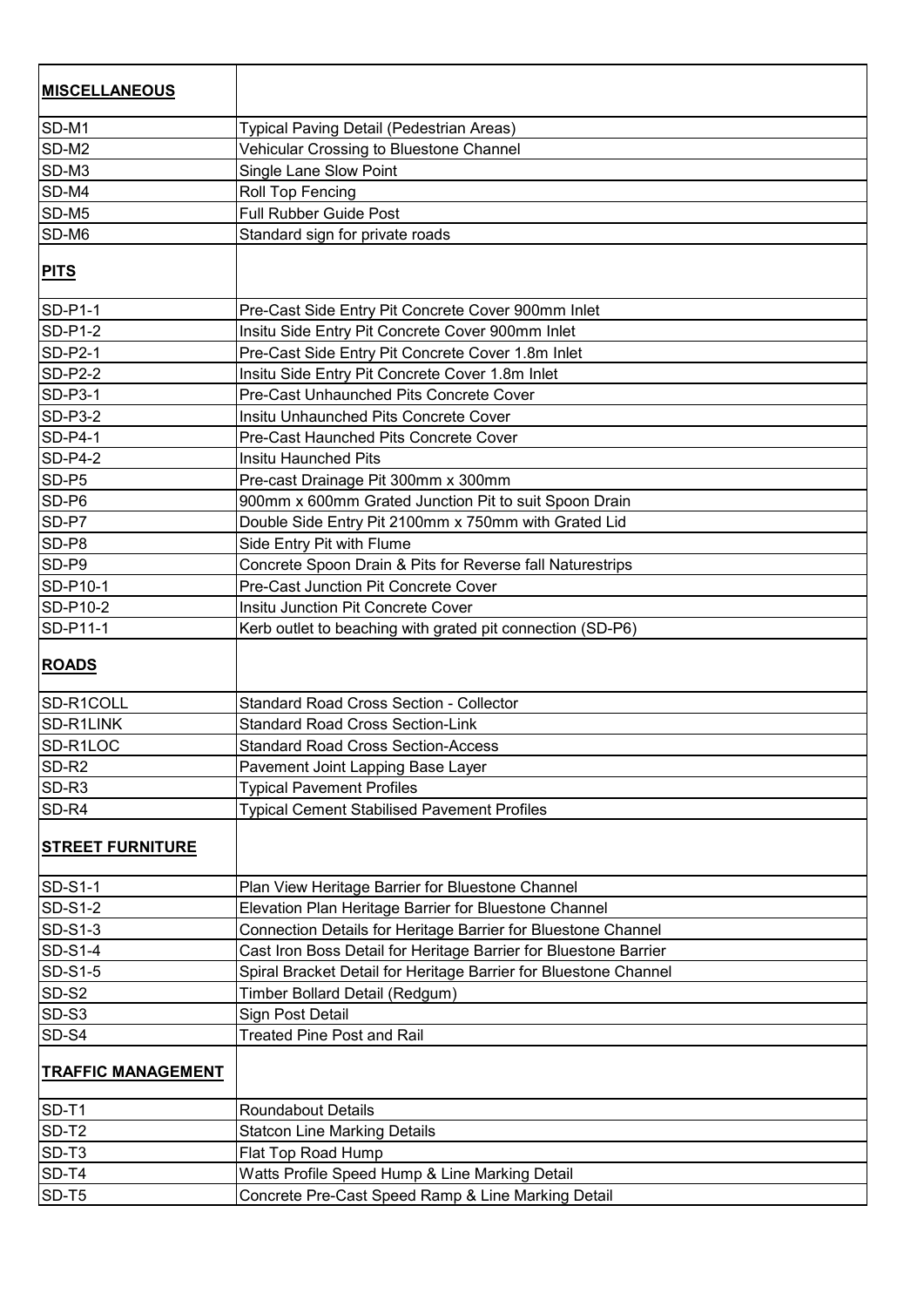| **MISCELLANEOUS** | |
|---|---|
| SD-M1 | Typical Paving Detail (Pedestrian Areas) |
| SD-M2 | Vehicular Crossing to Bluestone Channel |
| SD-M3 | Single Lane Slow Point |
| SD-M4 | Roll Top Fencing |
| SD-M5 | Full Rubber Guide Post |
| SD-M6 | Standard sign for private roads |
| **PITS** | |
| SD-P1-1 | Pre-Cast Side Entry Pit Concrete Cover 900mm Inlet |
| SD-P1-2 | Insitu Side Entry Pit Concrete Cover 900mm Inlet |
| SD-P2-1 | Pre-Cast Side Entry Pit Concrete Cover 1.8m Inlet |
| SD-P2-2 | Insitu Side Entry Pit Concrete Cover 1.8m Inlet |
| SD-P3-1 | Pre-Cast Unhaunched Pits Concrete Cover |
| SD-P3-2 | Insitu Unhaunched Pits Concrete Cover |
| SD-P4-1 | Pre-Cast Haunched Pits Concrete Cover |
| SD-P4-2 | Insitu Haunched Pits |
| SD-P5 | Pre-cast Drainage Pit 300mm x 300mm |
| SD-P6 | 900mm x 600mm Grated Junction Pit to suit Spoon Drain |
| SD-P7 | Double Side Entry Pit 2100mm x 750mm with Grated Lid |
| SD-P8 | Side Entry Pit with Flume |
| SD-P9 | Concrete Spoon Drain & Pits for Reverse fall Naturestrips |
| SD-P10-1 | Pre-Cast Junction Pit Concrete Cover |
| SD-P10-2 | Insitu Junction Pit Concrete Cover |
| SD-P11-1 | Kerb outlet to beaching with grated pit connection (SD-P6) |
| **ROADS** | |
| SD-R1COLL | Standard Road Cross Section - Collector |
| SD-R1LINK | Standard Road Cross Section-Link |
| SD-R1LOC | Standard Road Cross Section-Access |
| SD-R2 | Pavement Joint Lapping Base Layer |
| SD-R3 | Typical Pavement Profiles |
| SD-R4 | Typical Cement Stabilised Pavement Profiles |
| **STREET FURNITURE** | |
| SD-S1-1 | Plan View Heritage Barrier for Bluestone Channel |
| SD-S1-2 | Elevation Plan Heritage Barrier for Bluestone Channel |
| SD-S1-3 | Connection Details for Heritage Barrier for Bluestone Channel |
| SD-S1-4 | Cast Iron Boss Detail for Heritage Barrier for Bluestone Barrier |
| SD-S1-5 | Spiral Bracket Detail for Heritage Barrier for Bluestone Channel |
| SD-S2 | Timber Bollard Detail (Redgum) |
| SD-S3 | Sign Post Detail |
| SD-S4 | Treated Pine Post and Rail |
| **TRAFFIC MANAGEMENT** | |
| SD-T1 | Roundabout Details |
| SD-T2 | Statcon Line Marking Details |
| SD-T3 | Flat Top Road Hump |
| SD-T4 | Watts Profile Speed Hump & Line Marking Detail |
| SD-T5 | Concrete Pre-Cast Speed Ramp & Line Marking Detail |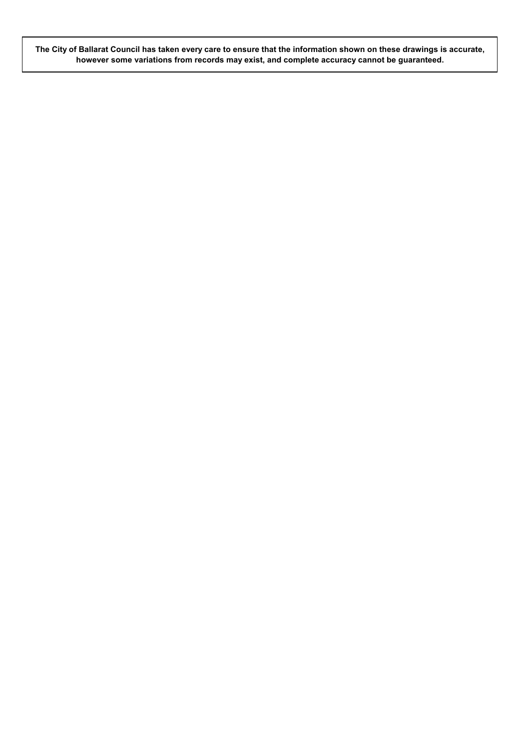**The City of Ballarat Council has taken every care to ensure that the information shown on these drawings is accurate, however some variations from records may exist, and complete accuracy cannot be guaranteed.**